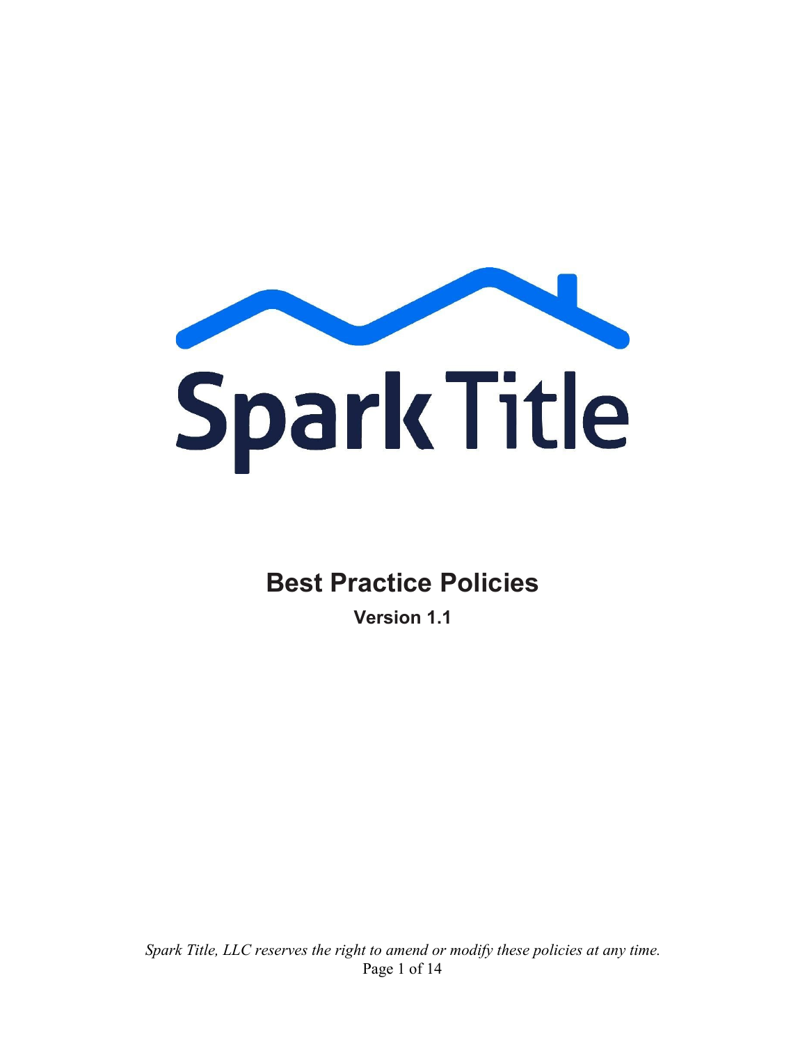Spark Title

# Best Practice Policies

**Version 1.1**

*Spark Title, LLC reserves the right to amend or modify these policies at any time.*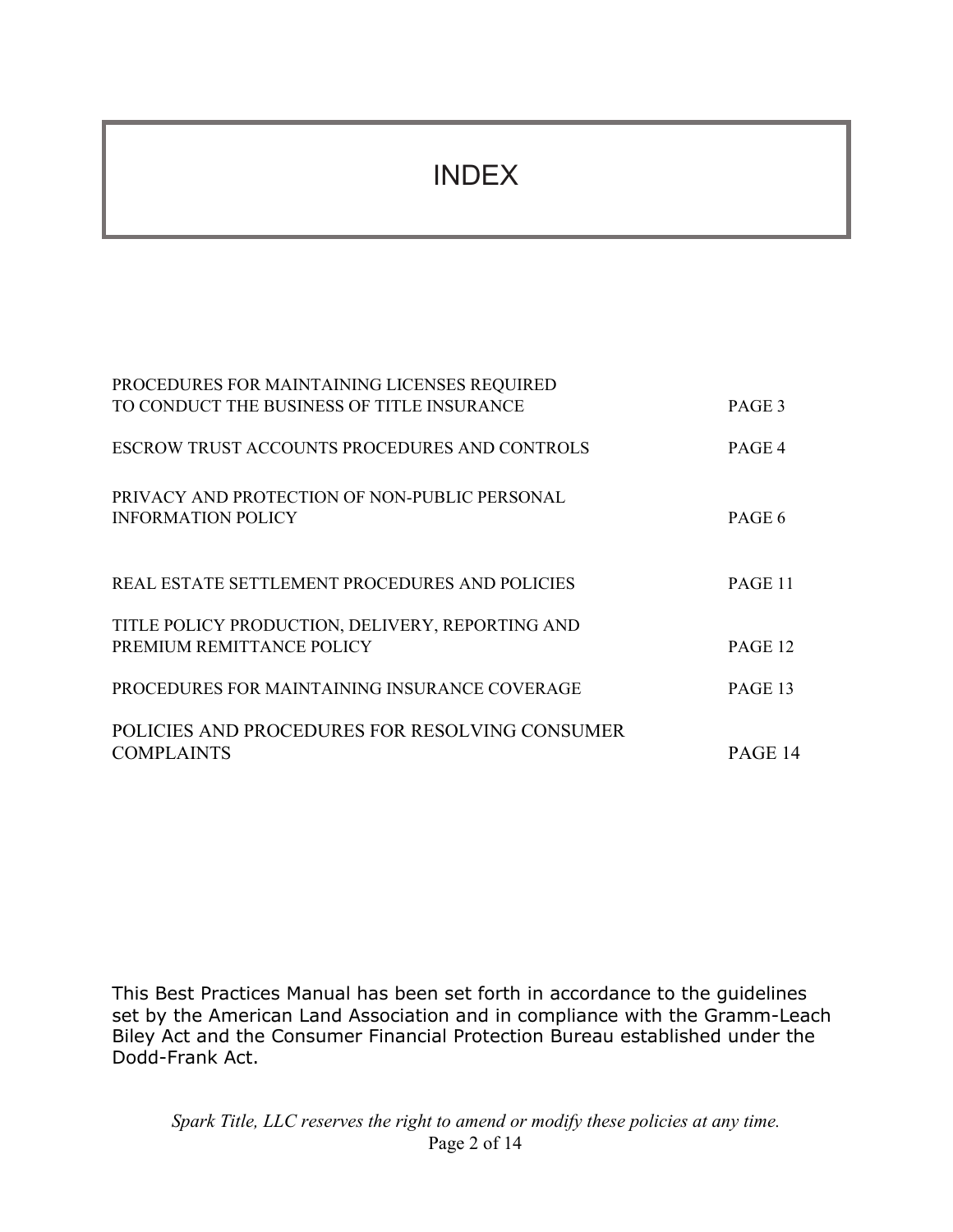# INDEX

| | |
|---|---|
| PROCEDURES FOR MAINTAINING LICENSES REQUIRED TO CONDUCT THE BUSINESS OF TITLE INSURANCE | PAGE 3 |
| ESCROW TRUST ACCOUNTS PROCEDURES AND CONTROLS | PAGE 4 |
| PRIVACY AND PROTECTION OF NON-PUBLIC PERSONAL INFORMATION POLICY | PAGE 6 |
| REAL ESTATE SETTLEMENT PROCEDURES AND POLICIES | PAGE 11 |
| TITLE POLICY PRODUCTION, DELIVERY, REPORTING AND PREMIUM REMITTANCE POLICY | PAGE 12 |
| PROCEDURES FOR MAINTAINING INSURANCE COVERAGE | PAGE 13 |
| POLICIES AND PROCEDURES FOR RESOLVING CONSUMER COMPLAINTS | PAGE 14 |

This Best Practices Manual has been set forth in accordance to the guidelines set by the American Land Association and in compliance with the Gramm-Leach Biley Act and the Consumer Financial Protection Bureau established under the Dodd-Frank Act.

*Spark Title, LLC reserves the right to amend or modify these policies at any time.*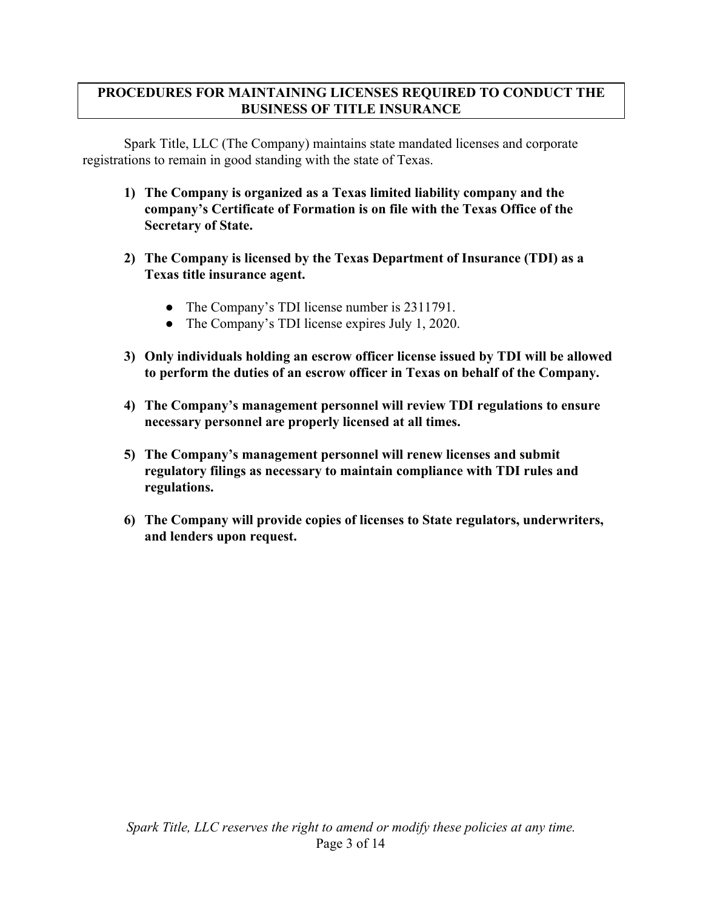## PROCEDURES FOR MAINTAINING LICENSES REQUIRED TO CONDUCT THE BUSINESS OF TITLE INSURANCE

Spark Title, LLC (The Company) maintains state mandated licenses and corporate registrations to remain in good standing with the state of Texas.

1) **The Company is organized as a Texas limited liability company and the company's Certificate of Formation is on file with the Texas Office of the Secretary of State.**

2) **The Company is licensed by the Texas Department of Insurance (TDI) as a Texas title insurance agent.**

    - The Company's TDI license number is 2311791.
    - The Company's TDI license expires July 1, 2020.

3) **Only individuals holding an escrow officer license issued by TDI will be allowed to perform the duties of an escrow officer in Texas on behalf of the Company.**

4) **The Company's management personnel will review TDI regulations to ensure necessary personnel are properly licensed at all times.**

5) **The Company's management personnel will renew licenses and submit regulatory filings as necessary to maintain compliance with TDI rules and regulations.**

6) **The Company will provide copies of licenses to State regulators, underwriters, and lenders upon request.**

*Spark Title, LLC reserves the right to amend or modify these policies at any time.*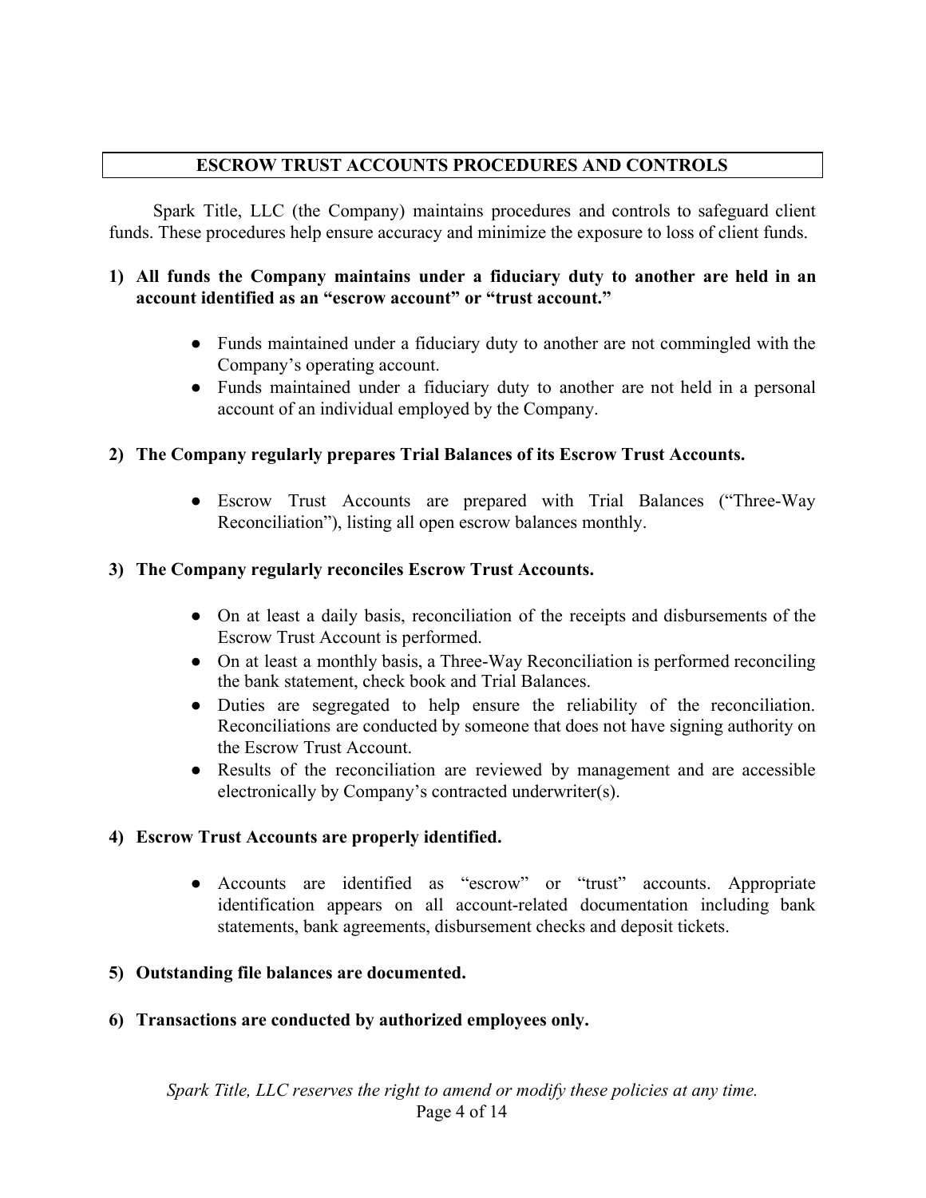## ESCROW TRUST ACCOUNTS PROCEDURES AND CONTROLS

Spark Title, LLC (the Company) maintains procedures and controls to safeguard client funds. These procedures help ensure accuracy and minimize the exposure to loss of client funds.

**1) All funds the Company maintains under a fiduciary duty to another are held in an account identified as an "escrow account" or "trust account."**

- Funds maintained under a fiduciary duty to another are not commingled with the Company's operating account.
- Funds maintained under a fiduciary duty to another are not held in a personal account of an individual employed by the Company.

**2) The Company regularly prepares Trial Balances of its Escrow Trust Accounts.**

- Escrow Trust Accounts are prepared with Trial Balances ("Three-Way Reconciliation"), listing all open escrow balances monthly.

**3) The Company regularly reconciles Escrow Trust Accounts.**

- On at least a daily basis, reconciliation of the receipts and disbursements of the Escrow Trust Account is performed.
- On at least a monthly basis, a Three-Way Reconciliation is performed reconciling the bank statement, check book and Trial Balances.
- Duties are segregated to help ensure the reliability of the reconciliation. Reconciliations are conducted by someone that does not have signing authority on the Escrow Trust Account.
- Results of the reconciliation are reviewed by management and are accessible electronically by Company's contracted underwriter(s).

**4) Escrow Trust Accounts are properly identified.**

- Accounts are identified as "escrow" or "trust" accounts. Appropriate identification appears on all account-related documentation including bank statements, bank agreements, disbursement checks and deposit tickets.

**5) Outstanding file balances are documented.**

**6) Transactions are conducted by authorized employees only.**

*Spark Title, LLC reserves the right to amend or modify these policies at any time.*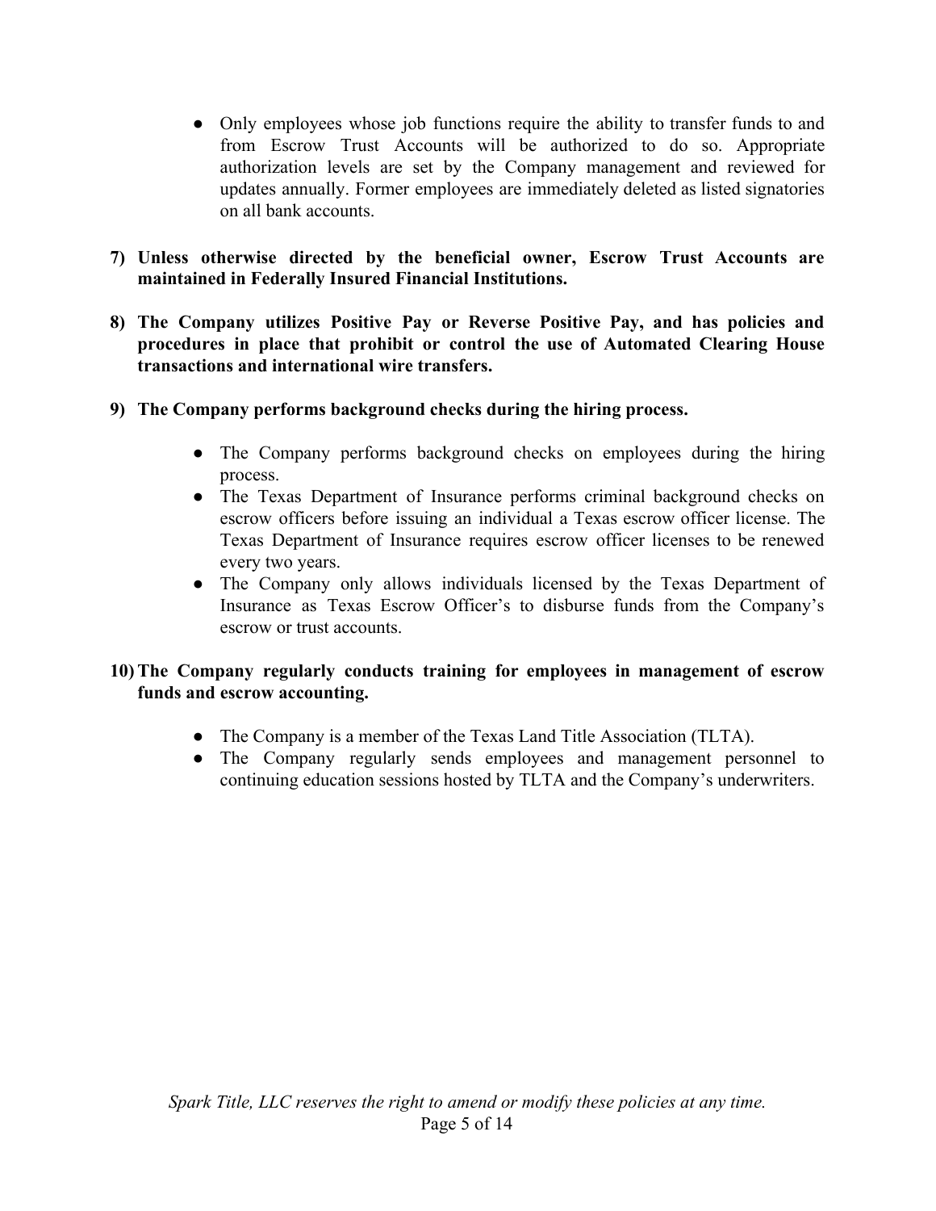- Only employees whose job functions require the ability to transfer funds to and from Escrow Trust Accounts will be authorized to do so. Appropriate authorization levels are set by the Company management and reviewed for updates annually. Former employees are immediately deleted as listed signatories on all bank accounts.

**7) Unless otherwise directed by the beneficial owner, Escrow Trust Accounts are maintained in Federally Insured Financial Institutions.**

**8) The Company utilizes Positive Pay or Reverse Positive Pay, and has policies and procedures in place that prohibit or control the use of Automated Clearing House transactions and international wire transfers.**

**9) The Company performs background checks during the hiring process.**

- The Company performs background checks on employees during the hiring process.
- The Texas Department of Insurance performs criminal background checks on escrow officers before issuing an individual a Texas escrow officer license. The Texas Department of Insurance requires escrow officer licenses to be renewed every two years.
- The Company only allows individuals licensed by the Texas Department of Insurance as Texas Escrow Officer's to disburse funds from the Company's escrow or trust accounts.

**10) The Company regularly conducts training for employees in management of escrow funds and escrow accounting.**

- The Company is a member of the Texas Land Title Association (TLTA).
- The Company regularly sends employees and management personnel to continuing education sessions hosted by TLTA and the Company's underwriters.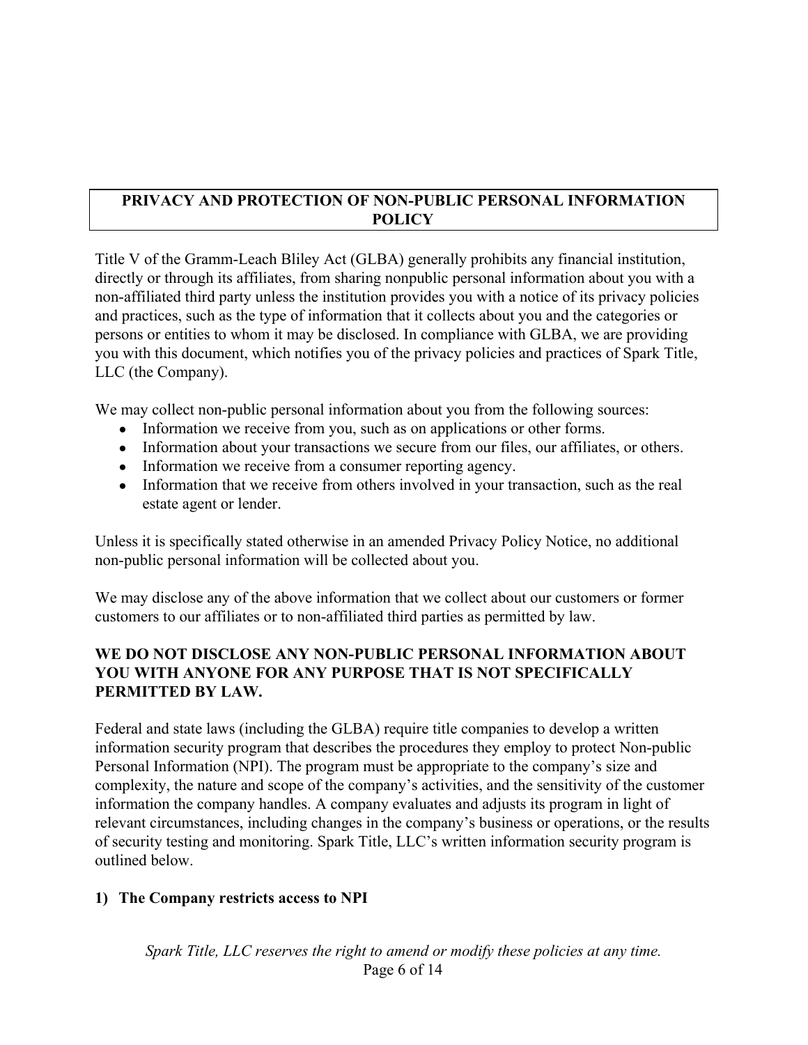## PRIVACY AND PROTECTION OF NON-PUBLIC PERSONAL INFORMATION POLICY

Title V of the Gramm-Leach Bliley Act (GLBA) generally prohibits any financial institution, directly or through its affiliates, from sharing nonpublic personal information about you with a non-affiliated third party unless the institution provides you with a notice of its privacy policies and practices, such as the type of information that it collects about you and the categories or persons or entities to whom it may be disclosed. In compliance with GLBA, we are providing you with this document, which notifies you of the privacy policies and practices of Spark Title, LLC (the Company).

We may collect non-public personal information about you from the following sources:

- Information we receive from you, such as on applications or other forms.
- Information about your transactions we secure from our files, our affiliates, or others.
- Information we receive from a consumer reporting agency.
- Information that we receive from others involved in your transaction, such as the real estate agent or lender.

Unless it is specifically stated otherwise in an amended Privacy Policy Notice, no additional non-public personal information will be collected about you.

We may disclose any of the above information that we collect about our customers or former customers to our affiliates or to non-affiliated third parties as permitted by law.

**WE DO NOT DISCLOSE ANY NON-PUBLIC PERSONAL INFORMATION ABOUT YOU WITH ANYONE FOR ANY PURPOSE THAT IS NOT SPECIFICALLY PERMITTED BY LAW.**

Federal and state laws (including the GLBA) require title companies to develop a written information security program that describes the procedures they employ to protect Non-public Personal Information (NPI). The program must be appropriate to the company's size and complexity, the nature and scope of the company's activities, and the sensitivity of the customer information the company handles. A company evaluates and adjusts its program in light of relevant circumstances, including changes in the company's business or operations, or the results of security testing and monitoring. Spark Title, LLC's written information security program is outlined below.

**1) The Company restricts access to NPI**

*Spark Title, LLC reserves the right to amend or modify these policies at any time.*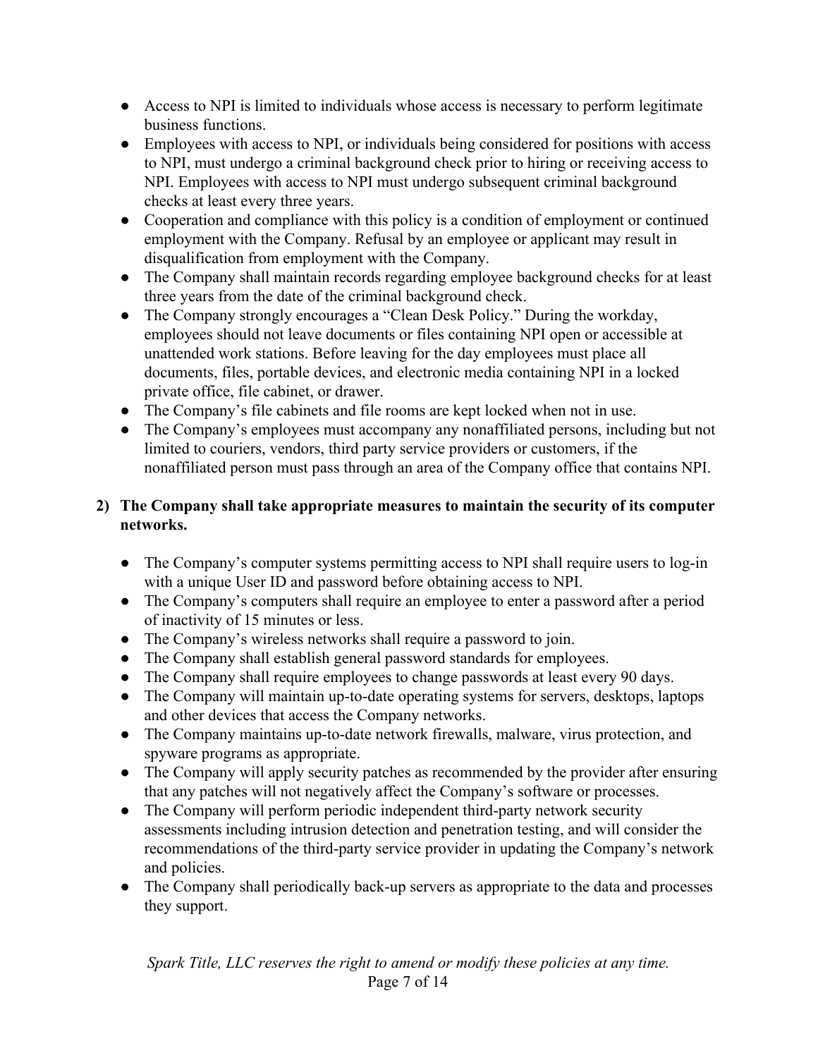- Access to NPI is limited to individuals whose access is necessary to perform legitimate business functions.
- Employees with access to NPI, or individuals being considered for positions with access to NPI, must undergo a criminal background check prior to hiring or receiving access to NPI. Employees with access to NPI must undergo subsequent criminal background checks at least every three years.
- Cooperation and compliance with this policy is a condition of employment or continued employment with the Company. Refusal by an employee or applicant may result in disqualification from employment with the Company.
- The Company shall maintain records regarding employee background checks for at least three years from the date of the criminal background check.
- The Company strongly encourages a "Clean Desk Policy." During the workday, employees should not leave documents or files containing NPI open or accessible at unattended work stations. Before leaving for the day employees must place all documents, files, portable devices, and electronic media containing NPI in a locked private office, file cabinet, or drawer.
- The Company's file cabinets and file rooms are kept locked when not in use.
- The Company's employees must accompany any nonaffiliated persons, including but not limited to couriers, vendors, third party service providers or customers, if the nonaffiliated person must pass through an area of the Company office that contains NPI.

**2) The Company shall take appropriate measures to maintain the security of its computer networks.**

- The Company's computer systems permitting access to NPI shall require users to log-in with a unique User ID and password before obtaining access to NPI.
- The Company's computers shall require an employee to enter a password after a period of inactivity of 15 minutes or less.
- The Company's wireless networks shall require a password to join.
- The Company shall establish general password standards for employees.
- The Company shall require employees to change passwords at least every 90 days.
- The Company will maintain up-to-date operating systems for servers, desktops, laptops and other devices that access the Company networks.
- The Company maintains up-to-date network firewalls, malware, virus protection, and spyware programs as appropriate.
- The Company will apply security patches as recommended by the provider after ensuring that any patches will not negatively affect the Company's software or processes.
- The Company will perform periodic independent third-party network security assessments including intrusion detection and penetration testing, and will consider the recommendations of the third-party service provider in updating the Company's network and policies.
- The Company shall periodically back-up servers as appropriate to the data and processes they support.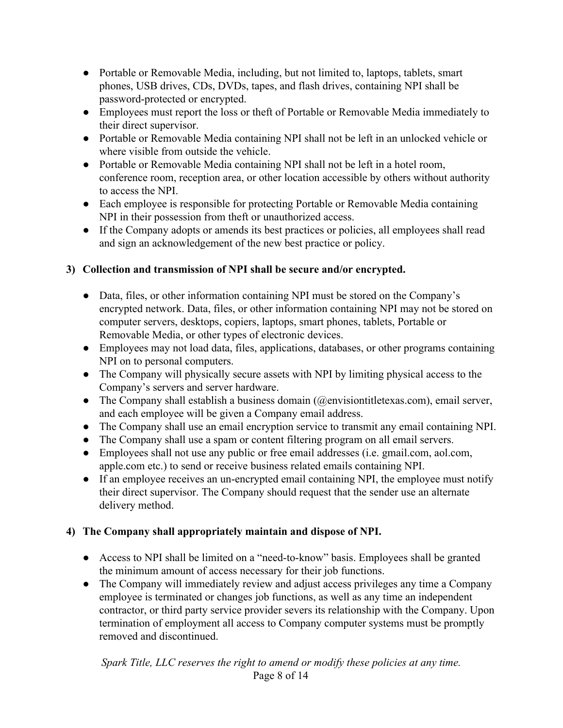- Portable or Removable Media, including, but not limited to, laptops, tablets, smart phones, USB drives, CDs, DVDs, tapes, and flash drives, containing NPI shall be password-protected or encrypted.
- Employees must report the loss or theft of Portable or Removable Media immediately to their direct supervisor.
- Portable or Removable Media containing NPI shall not be left in an unlocked vehicle or where visible from outside the vehicle.
- Portable or Removable Media containing NPI shall not be left in a hotel room, conference room, reception area, or other location accessible by others without authority to access the NPI.
- Each employee is responsible for protecting Portable or Removable Media containing NPI in their possession from theft or unauthorized access.
- If the Company adopts or amends its best practices or policies, all employees shall read and sign an acknowledgement of the new best practice or policy.

**3) Collection and transmission of NPI shall be secure and/or encrypted.**

- Data, files, or other information containing NPI must be stored on the Company's encrypted network. Data, files, or other information containing NPI may not be stored on computer servers, desktops, copiers, laptops, smart phones, tablets, Portable or Removable Media, or other types of electronic devices.
- Employees may not load data, files, applications, databases, or other programs containing NPI on to personal computers.
- The Company will physically secure assets with NPI by limiting physical access to the Company's servers and server hardware.
- The Company shall establish a business domain (@envisiontitletexas.com), email server, and each employee will be given a Company email address.
- The Company shall use an email encryption service to transmit any email containing NPI.
- The Company shall use a spam or content filtering program on all email servers.
- Employees shall not use any public or free email addresses (i.e. gmail.com, aol.com, apple.com etc.) to send or receive business related emails containing NPI.
- If an employee receives an un-encrypted email containing NPI, the employee must notify their direct supervisor. The Company should request that the sender use an alternate delivery method.

**4) The Company shall appropriately maintain and dispose of NPI.**

- Access to NPI shall be limited on a "need-to-know" basis. Employees shall be granted the minimum amount of access necessary for their job functions.
- The Company will immediately review and adjust access privileges any time a Company employee is terminated or changes job functions, as well as any time an independent contractor, or third party service provider severs its relationship with the Company. Upon termination of employment all access to Company computer systems must be promptly removed and discontinued.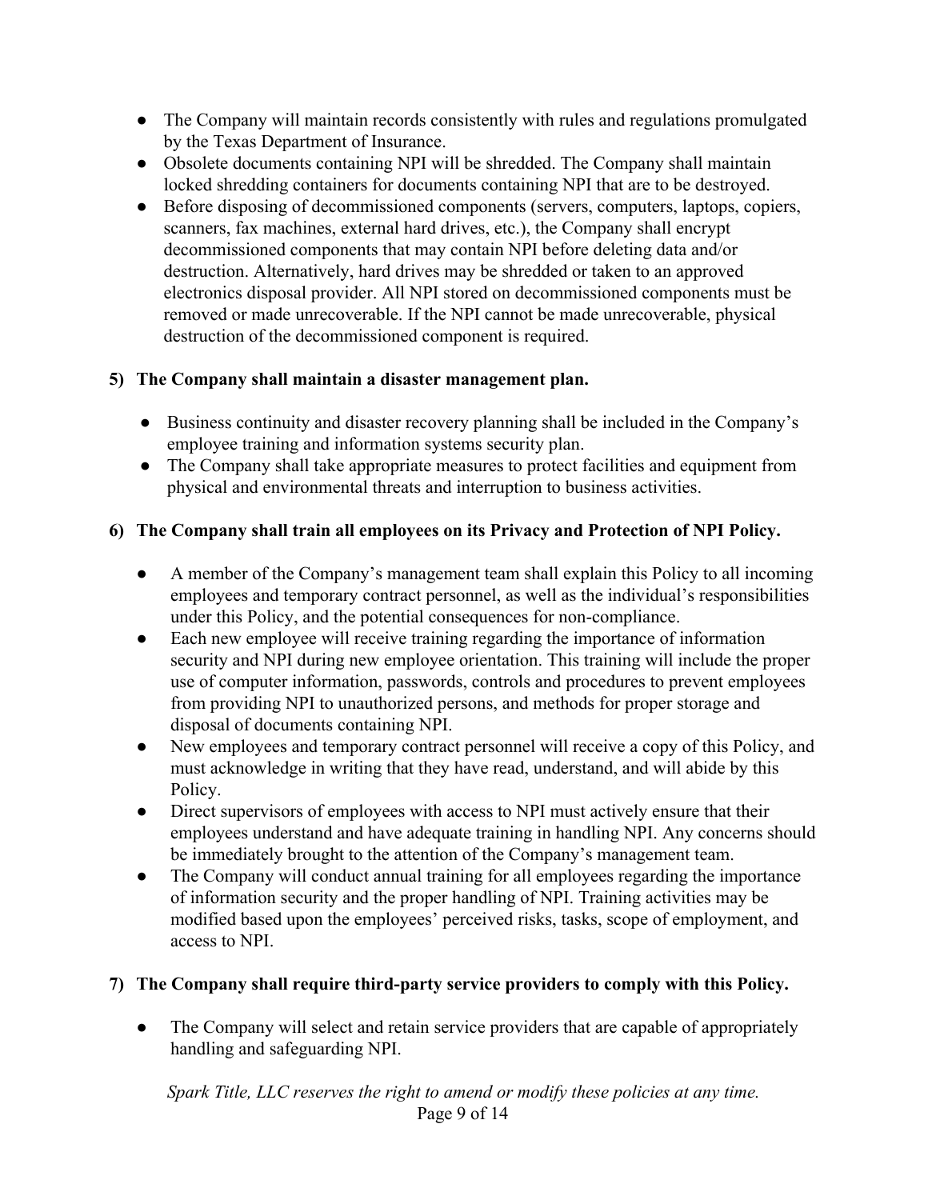- The Company will maintain records consistently with rules and regulations promulgated by the Texas Department of Insurance.
- Obsolete documents containing NPI will be shredded. The Company shall maintain locked shredding containers for documents containing NPI that are to be destroyed.
- Before disposing of decommissioned components (servers, computers, laptops, copiers, scanners, fax machines, external hard drives, etc.), the Company shall encrypt decommissioned components that may contain NPI before deleting data and/or destruction. Alternatively, hard drives may be shredded or taken to an approved electronics disposal provider. All NPI stored on decommissioned components must be removed or made unrecoverable. If the NPI cannot be made unrecoverable, physical destruction of the decommissioned component is required.

**5) The Company shall maintain a disaster management plan.**

- Business continuity and disaster recovery planning shall be included in the Company's employee training and information systems security plan.
- The Company shall take appropriate measures to protect facilities and equipment from physical and environmental threats and interruption to business activities.

**6) The Company shall train all employees on its Privacy and Protection of NPI Policy.**

- A member of the Company's management team shall explain this Policy to all incoming employees and temporary contract personnel, as well as the individual's responsibilities under this Policy, and the potential consequences for non-compliance.
- Each new employee will receive training regarding the importance of information security and NPI during new employee orientation. This training will include the proper use of computer information, passwords, controls and procedures to prevent employees from providing NPI to unauthorized persons, and methods for proper storage and disposal of documents containing NPI.
- New employees and temporary contract personnel will receive a copy of this Policy, and must acknowledge in writing that they have read, understand, and will abide by this Policy.
- Direct supervisors of employees with access to NPI must actively ensure that their employees understand and have adequate training in handling NPI. Any concerns should be immediately brought to the attention of the Company's management team.
- The Company will conduct annual training for all employees regarding the importance of information security and the proper handling of NPI. Training activities may be modified based upon the employees' perceived risks, tasks, scope of employment, and access to NPI.

**7) The Company shall require third-party service providers to comply with this Policy.**

- The Company will select and retain service providers that are capable of appropriately handling and safeguarding NPI.

*Spark Title, LLC reserves the right to amend or modify these policies at any time.*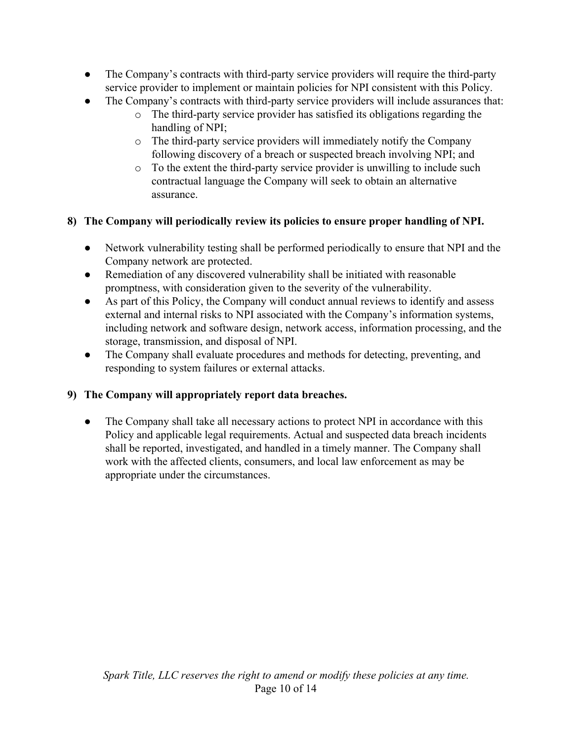- The Company's contracts with third-party service providers will require the third-party service provider to implement or maintain policies for NPI consistent with this Policy.
- The Company's contracts with third-party service providers will include assurances that:
  - The third-party service provider has satisfied its obligations regarding the handling of NPI;
  - The third-party service providers will immediately notify the Company following discovery of a breach or suspected breach involving NPI; and
  - To the extent the third-party service provider is unwilling to include such contractual language the Company will seek to obtain an alternative assurance.

**8) The Company will periodically review its policies to ensure proper handling of NPI.**

- Network vulnerability testing shall be performed periodically to ensure that NPI and the Company network are protected.
- Remediation of any discovered vulnerability shall be initiated with reasonable promptness, with consideration given to the severity of the vulnerability.
- As part of this Policy, the Company will conduct annual reviews to identify and assess external and internal risks to NPI associated with the Company's information systems, including network and software design, network access, information processing, and the storage, transmission, and disposal of NPI.
- The Company shall evaluate procedures and methods for detecting, preventing, and responding to system failures or external attacks.

**9) The Company will appropriately report data breaches.**

- The Company shall take all necessary actions to protect NPI in accordance with this Policy and applicable legal requirements. Actual and suspected data breach incidents shall be reported, investigated, and handled in a timely manner. The Company shall work with the affected clients, consumers, and local law enforcement as may be appropriate under the circumstances.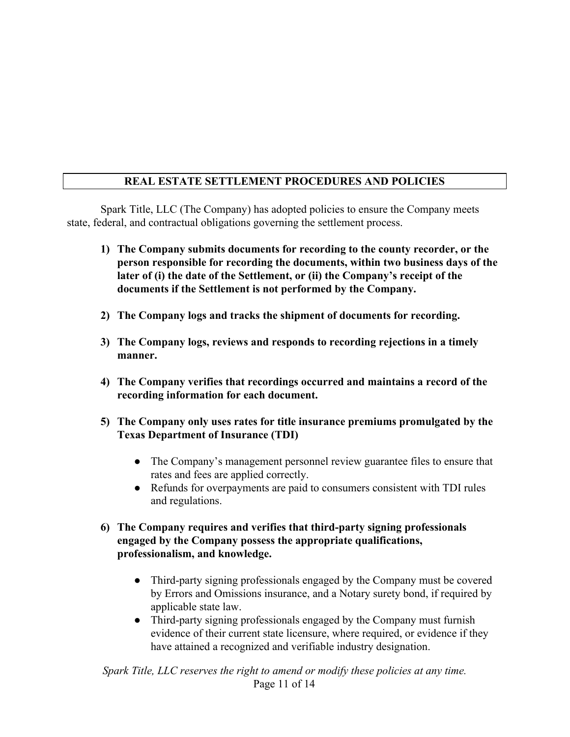## REAL ESTATE SETTLEMENT PROCEDURES AND POLICIES

Spark Title, LLC (The Company) has adopted policies to ensure the Company meets state, federal, and contractual obligations governing the settlement process.

1) **The Company submits documents for recording to the county recorder, or the person responsible for recording the documents, within two business days of the later of (i) the date of the Settlement, or (ii) the Company's receipt of the documents if the Settlement is not performed by the Company.**

2) **The Company logs and tracks the shipment of documents for recording.**

3) **The Company logs, reviews and responds to recording rejections in a timely manner.**

4) **The Company verifies that recordings occurred and maintains a record of the recording information for each document.**

5) **The Company only uses rates for title insurance premiums promulgated by the Texas Department of Insurance (TDI)**

    - The Company's management personnel review guarantee files to ensure that rates and fees are applied correctly.
    - Refunds for overpayments are paid to consumers consistent with TDI rules and regulations.

6) **The Company requires and verifies that third-party signing professionals engaged by the Company possess the appropriate qualifications, professionalism, and knowledge.**

    - Third-party signing professionals engaged by the Company must be covered by Errors and Omissions insurance, and a Notary surety bond, if required by applicable state law.
    - Third-party signing professionals engaged by the Company must furnish evidence of their current state licensure, where required, or evidence if they have attained a recognized and verifiable industry designation.

*Spark Title, LLC reserves the right to amend or modify these policies at any time.*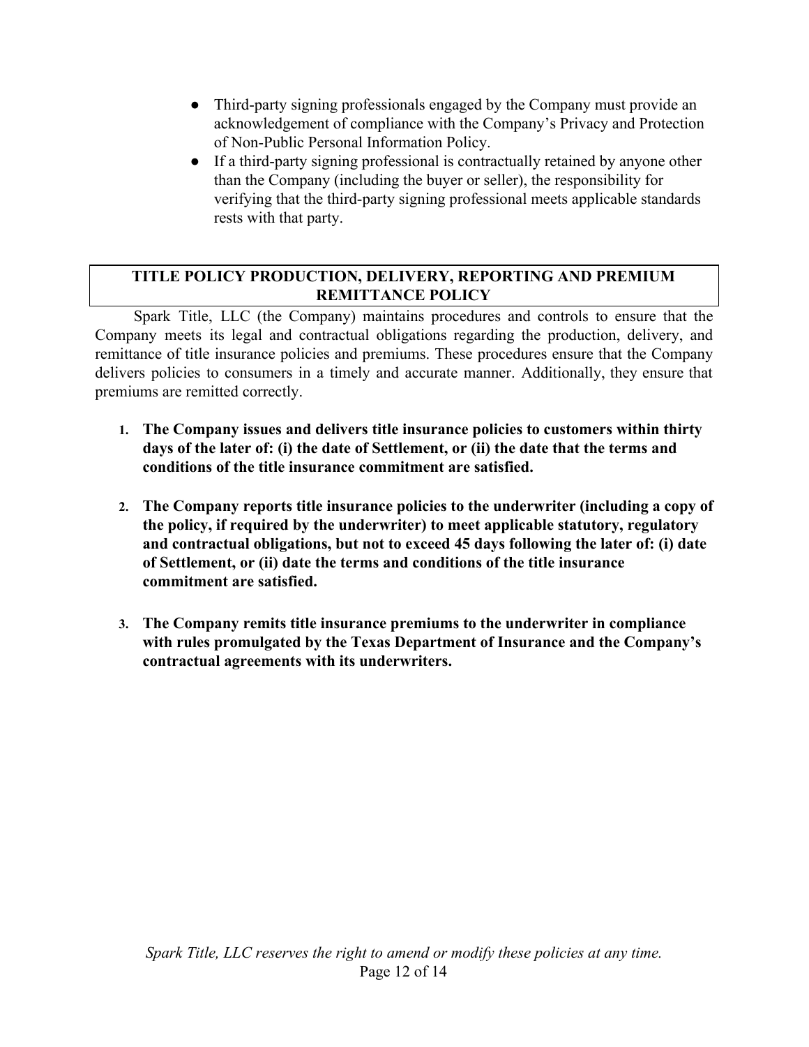- Third-party signing professionals engaged by the Company must provide an acknowledgement of compliance with the Company's Privacy and Protection of Non-Public Personal Information Policy.
- If a third-party signing professional is contractually retained by anyone other than the Company (including the buyer or seller), the responsibility for verifying that the third-party signing professional meets applicable standards rests with that party.

## TITLE POLICY PRODUCTION, DELIVERY, REPORTING AND PREMIUM REMITTANCE POLICY

Spark Title, LLC (the Company) maintains procedures and controls to ensure that the Company meets its legal and contractual obligations regarding the production, delivery, and remittance of title insurance policies and premiums. These procedures ensure that the Company delivers policies to consumers in a timely and accurate manner. Additionally, they ensure that premiums are remitted correctly.

1. **The Company issues and delivers title insurance policies to customers within thirty days of the later of: (i) the date of Settlement, or (ii) the date that the terms and conditions of the title insurance commitment are satisfied.**

2. **The Company reports title insurance policies to the underwriter (including a copy of the policy, if required by the underwriter) to meet applicable statutory, regulatory and contractual obligations, but not to exceed 45 days following the later of: (i) date of Settlement, or (ii) date the terms and conditions of the title insurance commitment are satisfied.**

3. **The Company remits title insurance premiums to the underwriter in compliance with rules promulgated by the Texas Department of Insurance and the Company's contractual agreements with its underwriters.**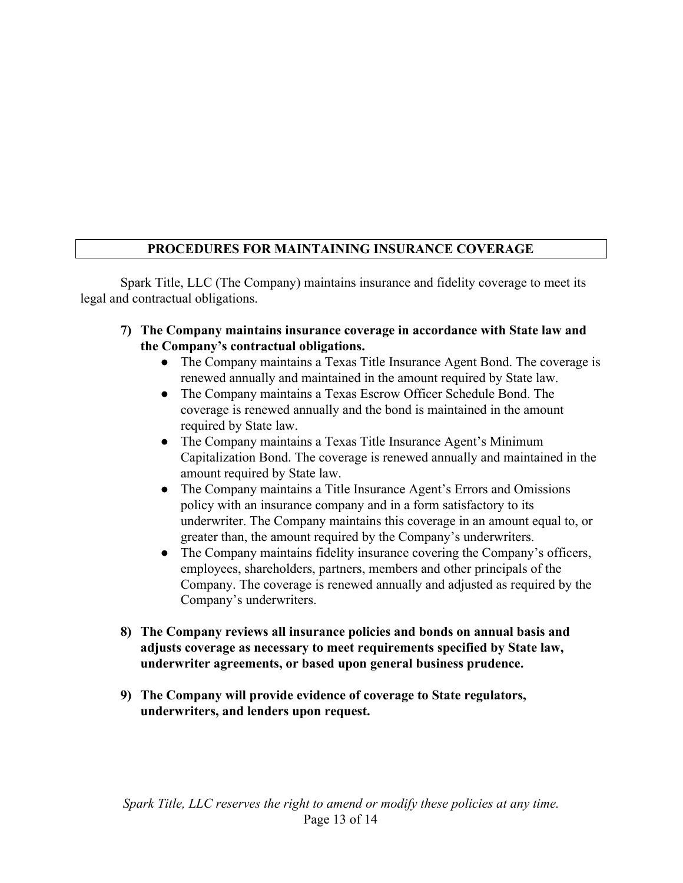## PROCEDURES FOR MAINTAINING INSURANCE COVERAGE

Spark Title, LLC (The Company) maintains insurance and fidelity coverage to meet its legal and contractual obligations.

7) **The Company maintains insurance coverage in accordance with State law and the Company's contractual obligations.**
   - The Company maintains a Texas Title Insurance Agent Bond. The coverage is renewed annually and maintained in the amount required by State law.
   - The Company maintains a Texas Escrow Officer Schedule Bond. The coverage is renewed annually and the bond is maintained in the amount required by State law.
   - The Company maintains a Texas Title Insurance Agent's Minimum Capitalization Bond. The coverage is renewed annually and maintained in the amount required by State law.
   - The Company maintains a Title Insurance Agent's Errors and Omissions policy with an insurance company and in a form satisfactory to its underwriter. The Company maintains this coverage in an amount equal to, or greater than, the amount required by the Company's underwriters.
   - The Company maintains fidelity insurance covering the Company's officers, employees, shareholders, partners, members and other principals of the Company. The coverage is renewed annually and adjusted as required by the Company's underwriters.

8) **The Company reviews all insurance policies and bonds on annual basis and adjusts coverage as necessary to meet requirements specified by State law, underwriter agreements, or based upon general business prudence.**

9) **The Company will provide evidence of coverage to State regulators, underwriters, and lenders upon request.**

*Spark Title, LLC reserves the right to amend or modify these policies at any time.*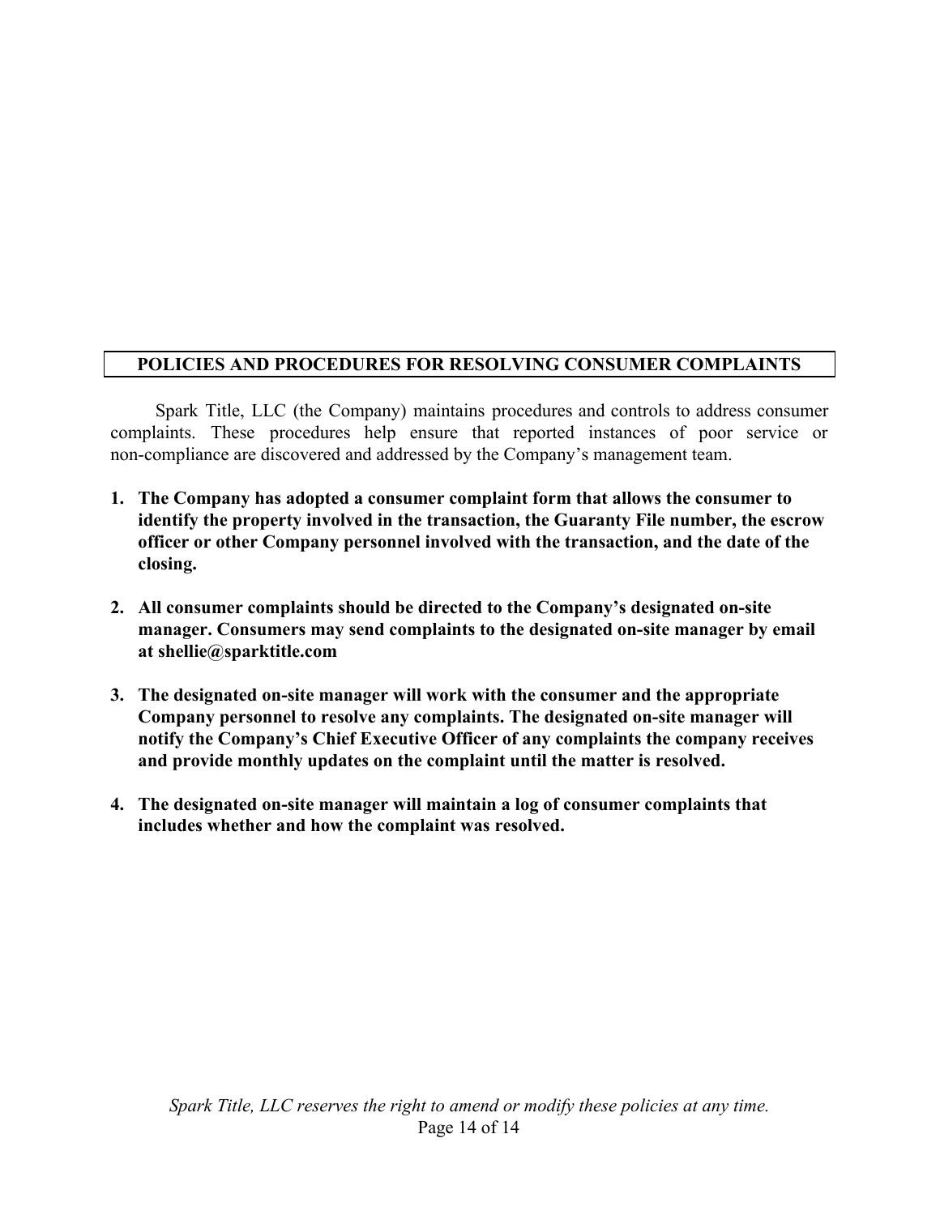## POLICIES AND PROCEDURES FOR RESOLVING CONSUMER COMPLAINTS

Spark Title, LLC (the Company) maintains procedures and controls to address consumer complaints. These procedures help ensure that reported instances of poor service or non-compliance are discovered and addressed by the Company's management team.

1. **The Company has adopted a consumer complaint form that allows the consumer to identify the property involved in the transaction, the Guaranty File number, the escrow officer or other Company personnel involved with the transaction, and the date of the closing.**

2. **All consumer complaints should be directed to the Company's designated on-site manager. Consumers may send complaints to the designated on-site manager by email at shellie@sparktitle.com**

3. **The designated on-site manager will work with the consumer and the appropriate Company personnel to resolve any complaints. The designated on-site manager will notify the Company's Chief Executive Officer of any complaints the company receives and provide monthly updates on the complaint until the matter is resolved.**

4. **The designated on-site manager will maintain a log of consumer complaints that includes whether and how the complaint was resolved.**

*Spark Title, LLC reserves the right to amend or modify these policies at any time.*